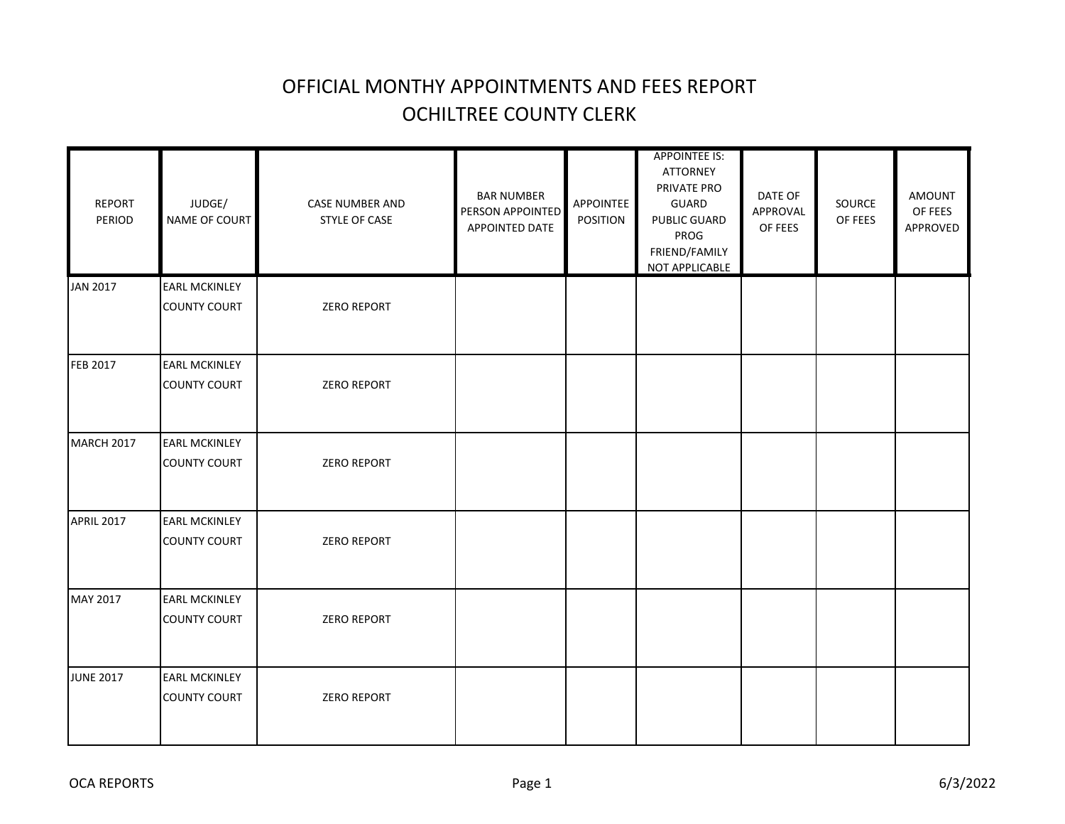# OFFICIAL MONTHY APPOINTMENTS AND FEES REPORT
## OCHILTREE COUNTY CLERK

| REPORT PERIOD | JUDGE/ NAME OF COURT | CASE NUMBER AND STYLE OF CASE | BAR NUMBER PERSON APPOINTED APPOINTED DATE | APPOINTEE POSITION | APPOINTEE IS: ATTORNEY PRIVATE PRO GUARD PUBLIC GUARD PROG FRIEND/FAMILY NOT APPLICABLE | DATE OF APPROVAL OF FEES | SOURCE OF FEES | AMOUNT OF FEES APPROVED |
|---|---|---|---|---|---|---|---|---|
| JAN 2017 | EARL MCKINLEY COUNTY COURT | ZERO REPORT | | | | | | |
| FEB 2017 | EARL MCKINLEY COUNTY COURT | ZERO REPORT | | | | | | |
| MARCH 2017 | EARL MCKINLEY COUNTY COURT | ZERO REPORT | | | | | | |
| APRIL 2017 | EARL MCKINLEY COUNTY COURT | ZERO REPORT | | | | | | |
| MAY 2017 | EARL MCKINLEY COUNTY COURT | ZERO REPORT | | | | | | |
| JUNE 2017 | EARL MCKINLEY COUNTY COURT | ZERO REPORT | | | | | | |

OCA REPORTS 6/3/2022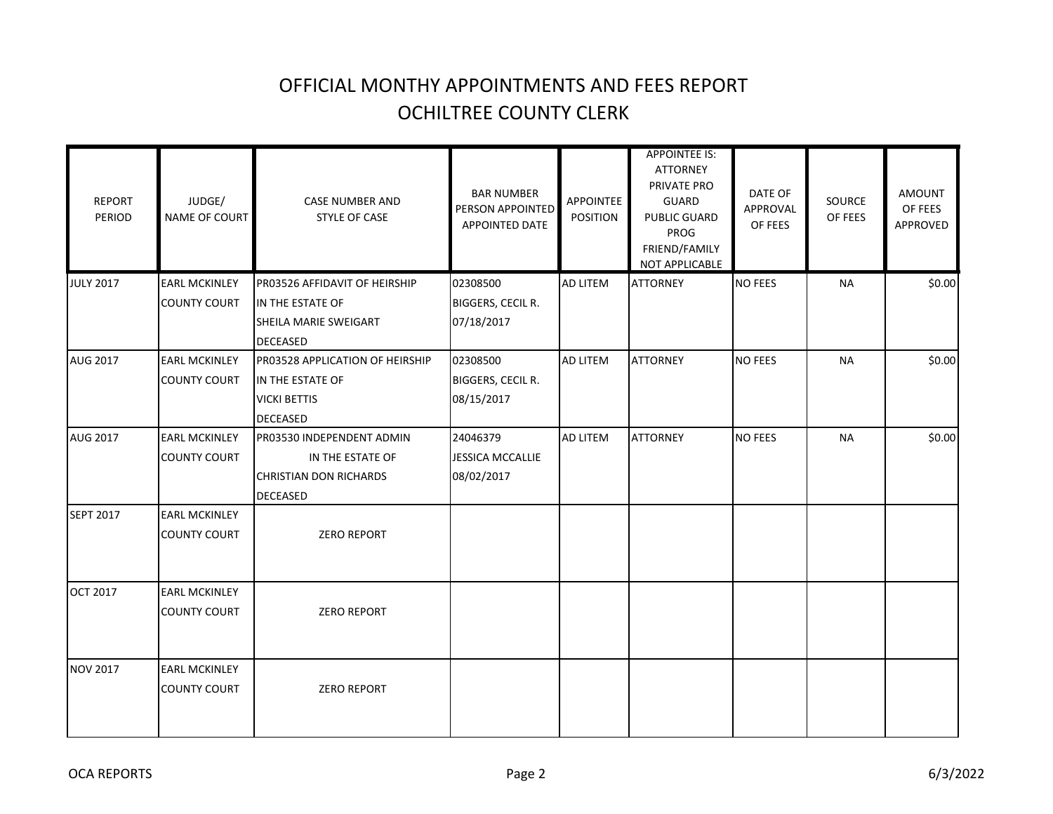# OFFICIAL MONTHY APPOINTMENTS AND FEES REPORT
## OCHILTREE COUNTY CLERK

| REPORT PERIOD | JUDGE/ NAME OF COURT | CASE NUMBER AND STYLE OF CASE | BAR NUMBER PERSON APPOINTED APPOINTED DATE | APPOINTEE POSITION | APPOINTEE IS: ATTORNEY PRIVATE PRO GUARD PUBLIC GUARD PROG FRIEND/FAMILY NOT APPLICABLE | DATE OF APPROVAL OF FEES | SOURCE OF FEES | AMOUNT OF FEES APPROVED |
|---|---|---|---|---|---|---|---|---|
| JULY 2017 | EARL MCKINLEY COUNTY COURT | PR03526 AFFIDAVIT OF HEIRSHIP IN THE ESTATE OF SHEILA MARIE SWEIGART DECEASED | 02308500 BIGGERS, CECIL R. 07/18/2017 | AD LITEM | ATTORNEY | NO FEES | NA | $0.00 |
| AUG 2017 | EARL MCKINLEY COUNTY COURT | PR03528 APPLICATION OF HEIRSHIP IN THE ESTATE OF VICKI BETTIS DECEASED | 02308500 BIGGERS, CECIL R. 08/15/2017 | AD LITEM | ATTORNEY | NO FEES | NA | $0.00 |
| AUG 2017 | EARL MCKINLEY COUNTY COURT | PR03530 INDEPENDENT ADMIN IN THE ESTATE OF CHRISTIAN DON RICHARDS DECEASED | 24046379 JESSICA MCCALLIE 08/02/2017 | AD LITEM | ATTORNEY | NO FEES | NA | $0.00 |
| SEPT 2017 | EARL MCKINLEY COUNTY COURT | ZERO REPORT | | | | | | |
| OCT 2017 | EARL MCKINLEY COUNTY COURT | ZERO REPORT | | | | | | |
| NOV 2017 | EARL MCKINLEY COUNTY COURT | ZERO REPORT | | | | | | |

OCA REPORTS 6/3/2022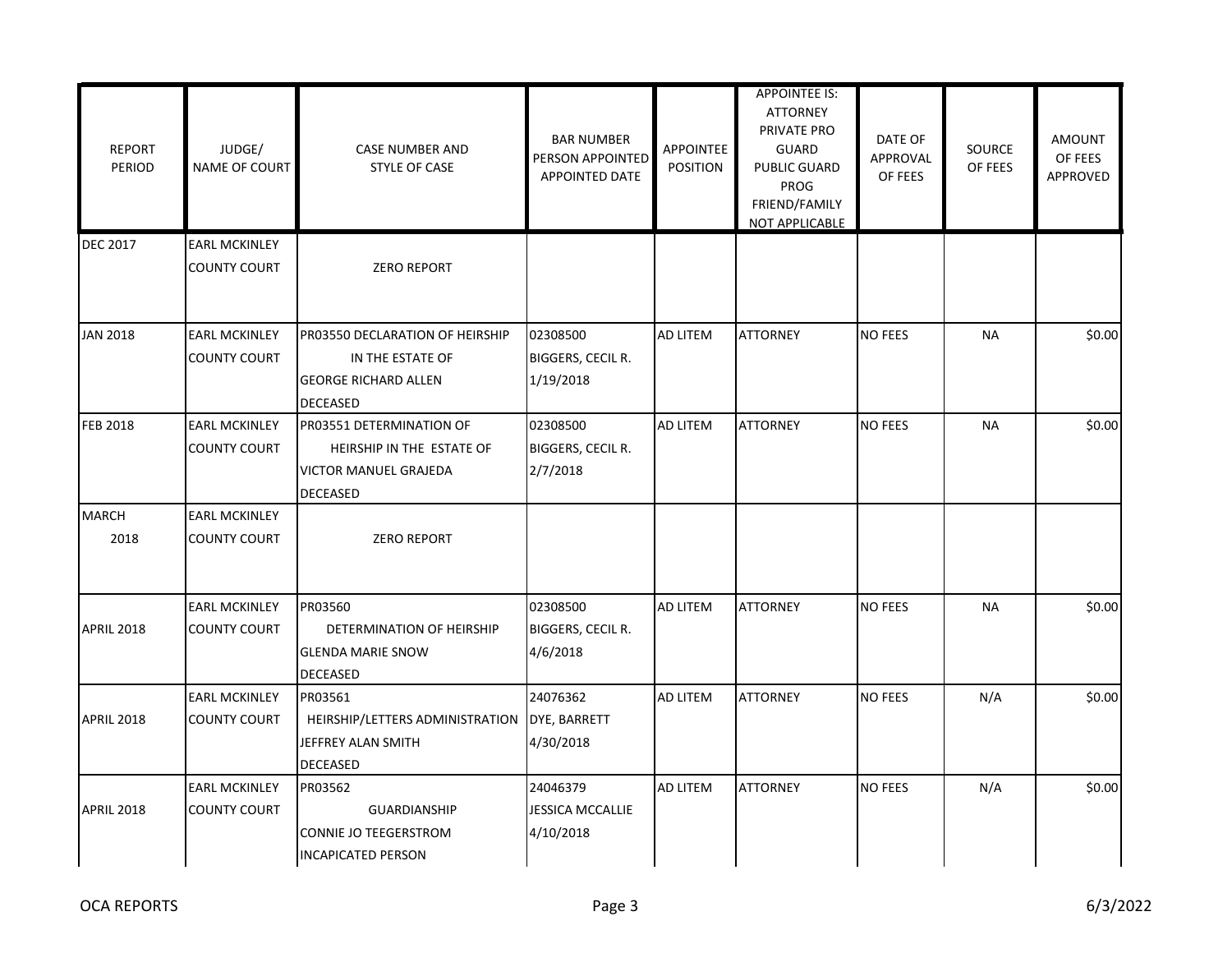| REPORT PERIOD | JUDGE/ NAME OF COURT | CASE NUMBER AND STYLE OF CASE | BAR NUMBER PERSON APPOINTED APPOINTED DATE | APPOINTEE POSITION | APPOINTEE IS: ATTORNEY PRIVATE PRO GUARD PUBLIC GUARD PROG FRIEND/FAMILY NOT APPLICABLE | DATE OF APPROVAL OF FEES | SOURCE OF FEES | AMOUNT OF FEES APPROVED |
|---|---|---|---|---|---|---|---|---|
| DEC 2017 | EARL MCKINLEY COUNTY COURT | ZERO REPORT | | | | | | |
| JAN 2018 | EARL MCKINLEY COUNTY COURT | PR03550 DECLARATION OF HEIRSHIP IN THE ESTATE OF GEORGE RICHARD ALLEN DECEASED | 02308500 BIGGERS, CECIL R. 1/19/2018 | AD LITEM | ATTORNEY | NO FEES | NA | $0.00 |
| FEB 2018 | EARL MCKINLEY COUNTY COURT | PR03551 DETERMINATION OF HEIRSHIP IN THE ESTATE OF VICTOR MANUEL GRAJEDA DECEASED | 02308500 BIGGERS, CECIL R. 2/7/2018 | AD LITEM | ATTORNEY | NO FEES | NA | $0.00 |
| MARCH 2018 | EARL MCKINLEY COUNTY COURT | ZERO REPORT | | | | | | |
| APRIL 2018 | EARL MCKINLEY COUNTY COURT | PR03560 DETERMINATION OF HEIRSHIP GLENDA MARIE SNOW DECEASED | 02308500 BIGGERS, CECIL R. 4/6/2018 | AD LITEM | ATTORNEY | NO FEES | NA | $0.00 |
| APRIL 2018 | EARL MCKINLEY COUNTY COURT | PR03561 HEIRSHIP/LETTERS ADMINISTRATION JEFFREY ALAN SMITH DECEASED | 24076362 DYE, BARRETT 4/30/2018 | AD LITEM | ATTORNEY | NO FEES | N/A | $0.00 |
| APRIL 2018 | EARL MCKINLEY COUNTY COURT | PR03562 GUARDIANSHIP CONNIE JO TEEGERSTROM INCAPICATED PERSON | 24046379 JESSICA MCCALLIE 4/10/2018 | AD LITEM | ATTORNEY | NO FEES | N/A | $0.00 |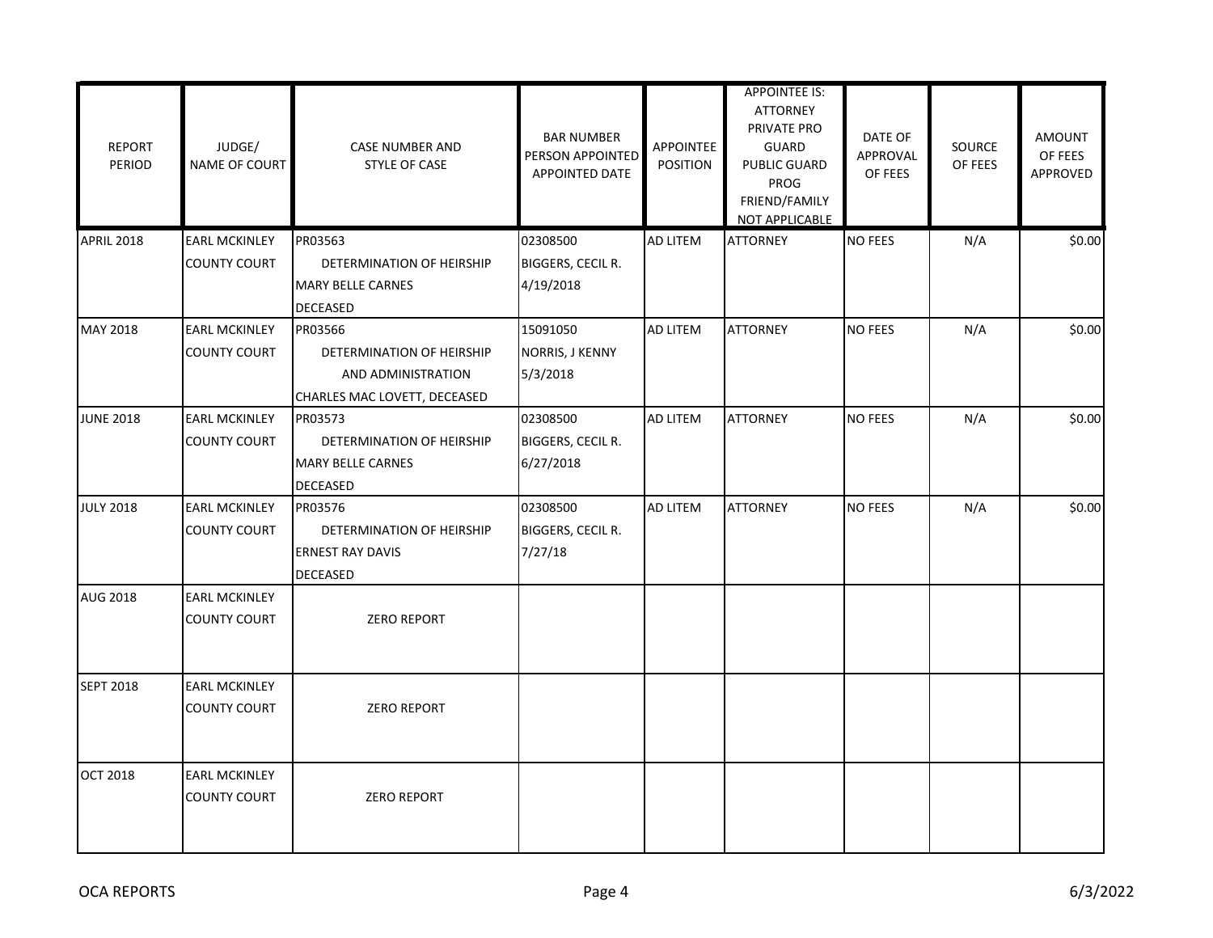| REPORT PERIOD | JUDGE/ NAME OF COURT | CASE NUMBER AND STYLE OF CASE | BAR NUMBER PERSON APPOINTED APPOINTED DATE | APPOINTEE POSITION | APPOINTEE IS: ATTORNEY PRIVATE PRO GUARD PUBLIC GUARD PROG FRIEND/FAMILY NOT APPLICABLE | DATE OF APPROVAL OF FEES | SOURCE OF FEES | AMOUNT OF FEES APPROVED |
|---|---|---|---|---|---|---|---|---|
| APRIL 2018 | EARL MCKINLEY COUNTY COURT | PR03563 DETERMINATION OF HEIRSHIP MARY BELLE CARNES DECEASED | 02308500 BIGGERS, CECIL R. 4/19/2018 | AD LITEM | ATTORNEY | NO FEES | N/A | $0.00 |
| MAY 2018 | EARL MCKINLEY COUNTY COURT | PR03566 DETERMINATION OF HEIRSHIP AND ADMINISTRATION CHARLES MAC LOVETT, DECEASED | 15091050 NORRIS, J KENNY 5/3/2018 | AD LITEM | ATTORNEY | NO FEES | N/A | $0.00 |
| JUNE 2018 | EARL MCKINLEY COUNTY COURT | PR03573 DETERMINATION OF HEIRSHIP MARY BELLE CARNES DECEASED | 02308500 BIGGERS, CECIL R. 6/27/2018 | AD LITEM | ATTORNEY | NO FEES | N/A | $0.00 |
| JULY 2018 | EARL MCKINLEY COUNTY COURT | PR03576 DETERMINATION OF HEIRSHIP ERNEST RAY DAVIS DECEASED | 02308500 BIGGERS, CECIL R. 7/27/18 | AD LITEM | ATTORNEY | NO FEES | N/A | $0.00 |
| AUG 2018 | EARL MCKINLEY COUNTY COURT | ZERO REPORT | | | | | | |
| SEPT 2018 | EARL MCKINLEY COUNTY COURT | ZERO REPORT | | | | | | |
| OCT 2018 | EARL MCKINLEY COUNTY COURT | ZERO REPORT | | | | | | |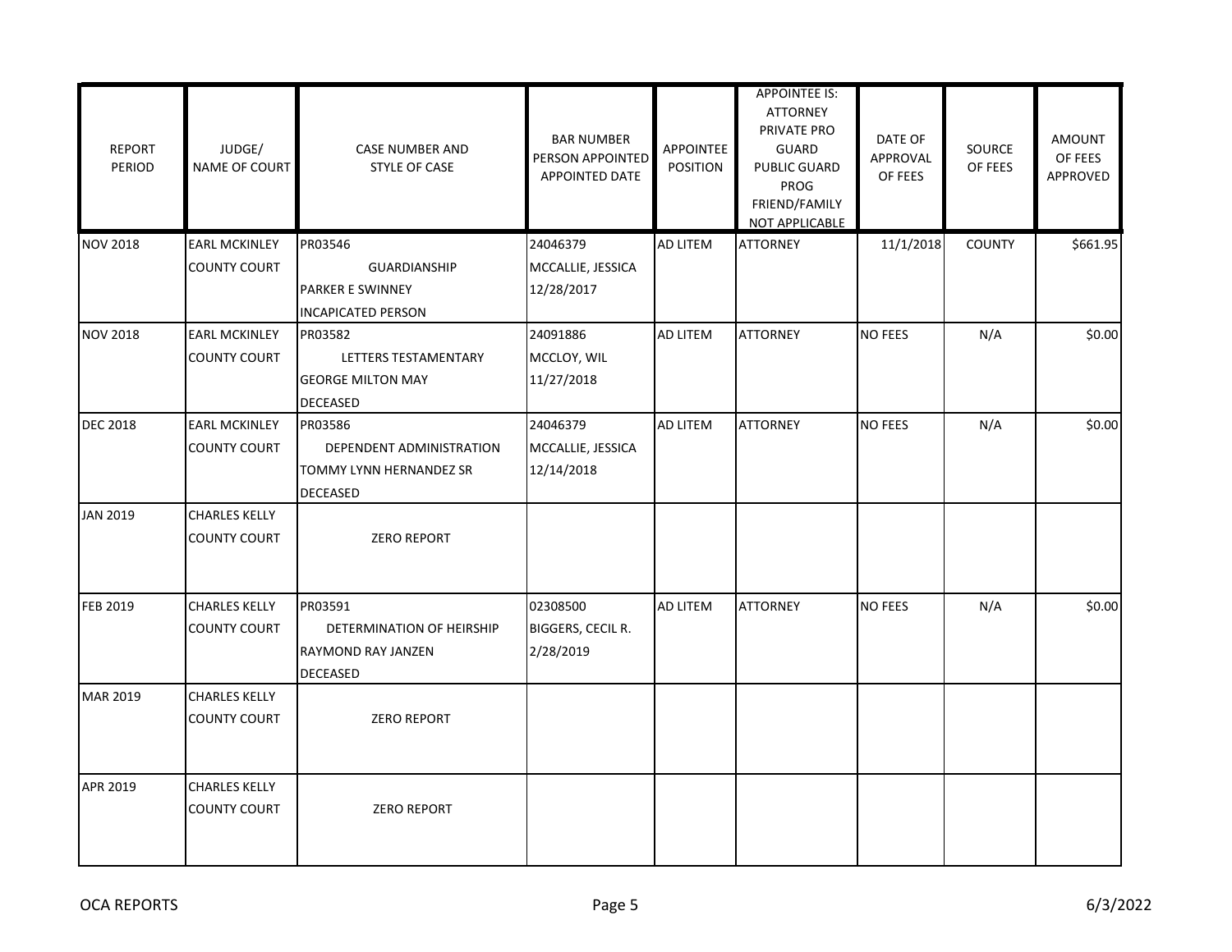| REPORT PERIOD | JUDGE/ NAME OF COURT | CASE NUMBER AND STYLE OF CASE | BAR NUMBER PERSON APPOINTED APPOINTED DATE | APPOINTEE POSITION | APPOINTEE IS: ATTORNEY PRIVATE PRO GUARD PUBLIC GUARD PROG FRIEND/FAMILY NOT APPLICABLE | DATE OF APPROVAL OF FEES | SOURCE OF FEES | AMOUNT OF FEES APPROVED |
|---|---|---|---|---|---|---|---|---|
| NOV 2018 | EARL MCKINLEY COUNTY COURT | PR03546 GUARDIANSHIP PARKER E SWINNEY INCAPICATED PERSON | 24046379 MCCALLIE, JESSICA 12/28/2017 | AD LITEM | ATTORNEY | 11/1/2018 | COUNTY | $661.95 |
| NOV 2018 | EARL MCKINLEY COUNTY COURT | PR03582 LETTERS TESTAMENTARY GEORGE MILTON MAY DECEASED | 24091886 MCCLOY, WIL 11/27/2018 | AD LITEM | ATTORNEY | NO FEES | N/A | $0.00 |
| DEC 2018 | EARL MCKINLEY COUNTY COURT | PR03586 DEPENDENT ADMINISTRATION TOMMY LYNN HERNANDEZ SR DECEASED | 24046379 MCCALLIE, JESSICA 12/14/2018 | AD LITEM | ATTORNEY | NO FEES | N/A | $0.00 |
| JAN 2019 | CHARLES KELLY COUNTY COURT | ZERO REPORT | | | | | | |
| FEB 2019 | CHARLES KELLY COUNTY COURT | PR03591 DETERMINATION OF HEIRSHIP RAYMOND RAY JANZEN DECEASED | 02308500 BIGGERS, CECIL R. 2/28/2019 | AD LITEM | ATTORNEY | NO FEES | N/A | $0.00 |
| MAR 2019 | CHARLES KELLY COUNTY COURT | ZERO REPORT | | | | | | |
| APR 2019 | CHARLES KELLY COUNTY COURT | ZERO REPORT | | | | | | |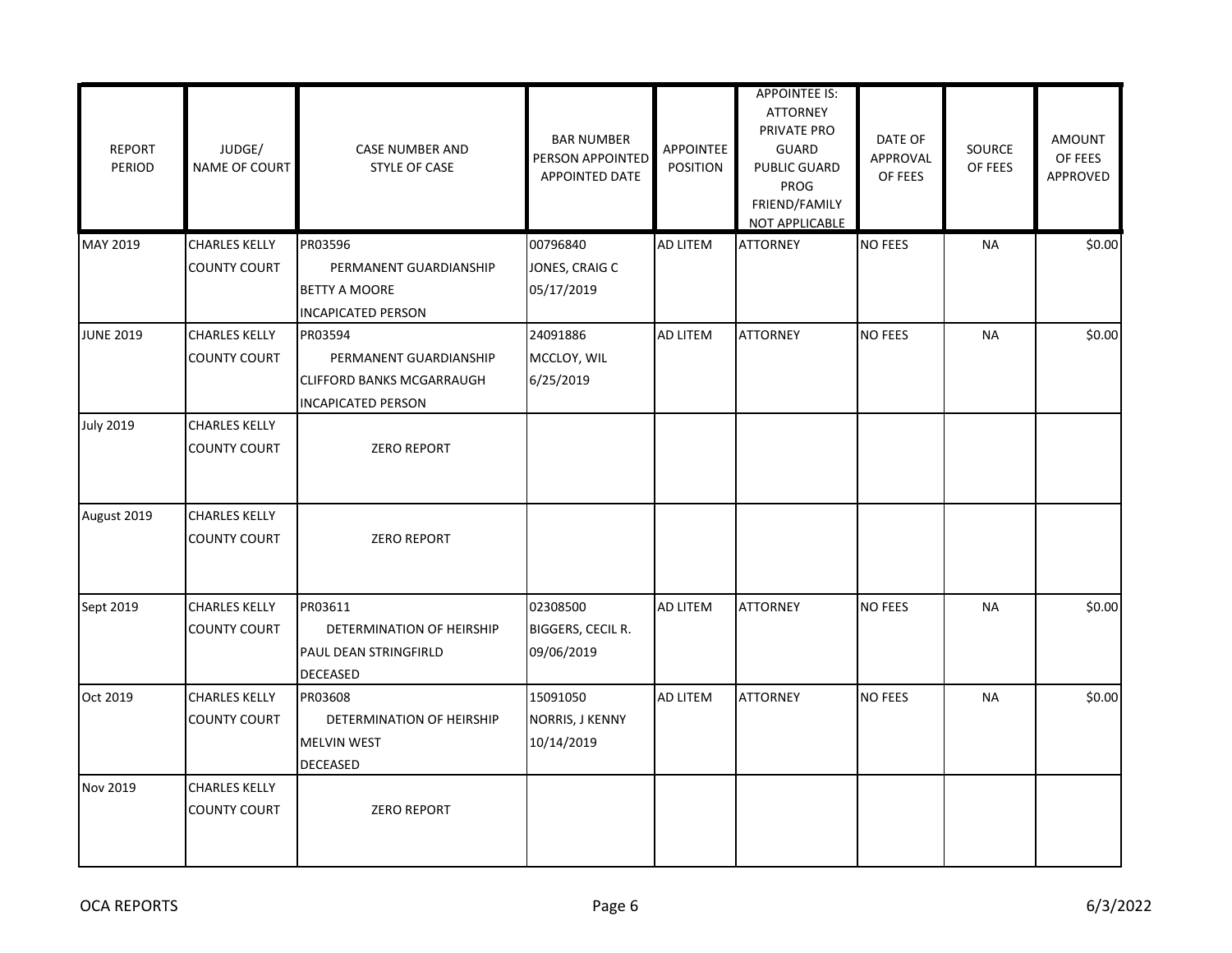| REPORT PERIOD | JUDGE/ NAME OF COURT | CASE NUMBER AND STYLE OF CASE | BAR NUMBER PERSON APPOINTED APPOINTED DATE | APPOINTEE POSITION | APPOINTEE IS: ATTORNEY PRIVATE PRO GUARD PUBLIC GUARD PROG FRIEND/FAMILY NOT APPLICABLE | DATE OF APPROVAL OF FEES | SOURCE OF FEES | AMOUNT OF FEES APPROVED |
|---|---|---|---|---|---|---|---|---|
| MAY 2019 | CHARLES KELLY COUNTY COURT | PR03596 PERMANENT GUARDIANSHIP BETTY A MOORE INCAPICATED PERSON | 00796840 JONES, CRAIG C 05/17/2019 | AD LITEM | ATTORNEY | NO FEES | NA | $0.00 |
| JUNE 2019 | CHARLES KELLY COUNTY COURT | PR03594 PERMANENT GUARDIANSHIP CLIFFORD BANKS MCGARRAUGH INCAPICATED PERSON | 24091886 MCCLOY, WIL 6/25/2019 | AD LITEM | ATTORNEY | NO FEES | NA | $0.00 |
| July 2019 | CHARLES KELLY COUNTY COURT | ZERO REPORT | | | | | | |
| August 2019 | CHARLES KELLY COUNTY COURT | ZERO REPORT | | | | | | |
| Sept 2019 | CHARLES KELLY COUNTY COURT | PR03611 DETERMINATION OF HEIRSHIP PAUL DEAN STRINGFIRLD DECEASED | 02308500 BIGGERS, CECIL R. 09/06/2019 | AD LITEM | ATTORNEY | NO FEES | NA | $0.00 |
| Oct 2019 | CHARLES KELLY COUNTY COURT | PR03608 DETERMINATION OF HEIRSHIP MELVIN WEST DECEASED | 15091050 NORRIS, J KENNY 10/14/2019 | AD LITEM | ATTORNEY | NO FEES | NA | $0.00 |
| Nov 2019 | CHARLES KELLY COUNTY COURT | ZERO REPORT | | | | | | |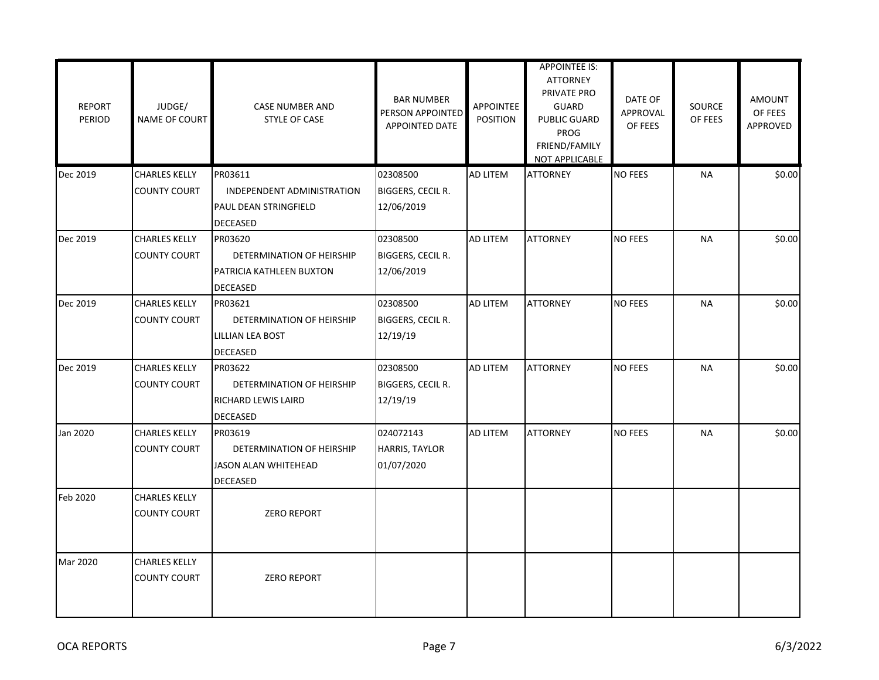| REPORT PERIOD | JUDGE/ NAME OF COURT | CASE NUMBER AND STYLE OF CASE | BAR NUMBER PERSON APPOINTED APPOINTED DATE | APPOINTEE POSITION | APPOINTEE IS: ATTORNEY PRIVATE PRO GUARD PUBLIC GUARD PROG FRIEND/FAMILY NOT APPLICABLE | DATE OF APPROVAL OF FEES | SOURCE OF FEES | AMOUNT OF FEES APPROVED |
|---|---|---|---|---|---|---|---|---|
| Dec 2019 | CHARLES KELLY COUNTY COURT | PR03611 INDEPENDENT ADMINISTRATION PAUL DEAN STRINGFIELD DECEASED | 02308500 BIGGERS, CECIL R. 12/06/2019 | AD LITEM | ATTORNEY | NO FEES | NA | $0.00 |
| Dec 2019 | CHARLES KELLY COUNTY COURT | PR03620 DETERMINATION OF HEIRSHIP PATRICIA KATHLEEN BUXTON DECEASED | 02308500 BIGGERS, CECIL R. 12/06/2019 | AD LITEM | ATTORNEY | NO FEES | NA | $0.00 |
| Dec 2019 | CHARLES KELLY COUNTY COURT | PR03621 DETERMINATION OF HEIRSHIP LILLIAN LEA BOST DECEASED | 02308500 BIGGERS, CECIL R. 12/19/19 | AD LITEM | ATTORNEY | NO FEES | NA | $0.00 |
| Dec 2019 | CHARLES KELLY COUNTY COURT | PR03622 DETERMINATION OF HEIRSHIP RICHARD LEWIS LAIRD DECEASED | 02308500 BIGGERS, CECIL R. 12/19/19 | AD LITEM | ATTORNEY | NO FEES | NA | $0.00 |
| Jan 2020 | CHARLES KELLY COUNTY COURT | PR03619 DETERMINATION OF HEIRSHIP JASON ALAN WHITEHEAD DECEASED | 024072143 HARRIS, TAYLOR 01/07/2020 | AD LITEM | ATTORNEY | NO FEES | NA | $0.00 |
| Feb 2020 | CHARLES KELLY COUNTY COURT | ZERO REPORT | | | | | | |
| Mar 2020 | CHARLES KELLY COUNTY COURT | ZERO REPORT | | | | | | |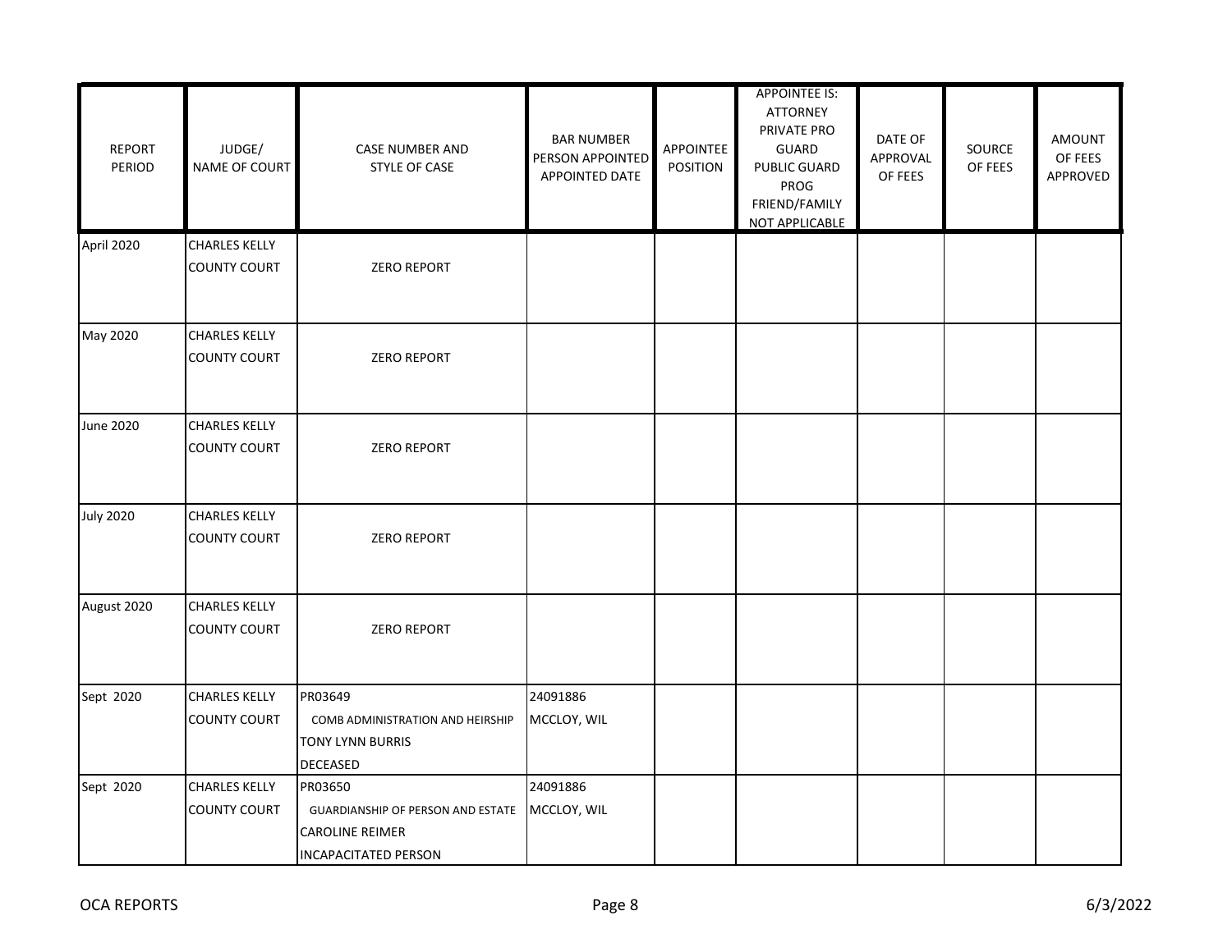| REPORT PERIOD | JUDGE/ NAME OF COURT | CASE NUMBER AND STYLE OF CASE | BAR NUMBER PERSON APPOINTED APPOINTED DATE | APPOINTEE POSITION | APPOINTEE IS: ATTORNEY PRIVATE PRO GUARD PUBLIC GUARD PROG FRIEND/FAMILY NOT APPLICABLE | DATE OF APPROVAL OF FEES | SOURCE OF FEES | AMOUNT OF FEES APPROVED |
|---|---|---|---|---|---|---|---|---|
| April 2020 | CHARLES KELLY COUNTY COURT | ZERO REPORT | | | | | | |
| May 2020 | CHARLES KELLY COUNTY COURT | ZERO REPORT | | | | | | |
| June 2020 | CHARLES KELLY COUNTY COURT | ZERO REPORT | | | | | | |
| July 2020 | CHARLES KELLY COUNTY COURT | ZERO REPORT | | | | | | |
| August 2020 | CHARLES KELLY COUNTY COURT | ZERO REPORT | | | | | | |
| Sept 2020 | CHARLES KELLY COUNTY COURT | PR03649 COMB ADMINISTRATION AND HEIRSHIP TONY LYNN BURRIS DECEASED | 24091886 MCCLOY, WIL | | | | | |
| Sept 2020 | CHARLES KELLY COUNTY COURT | PR03650 GUARDIANSHIP OF PERSON AND ESTATE CAROLINE REIMER INCAPACITATED PERSON | 24091886 MCCLOY, WIL | | | | | |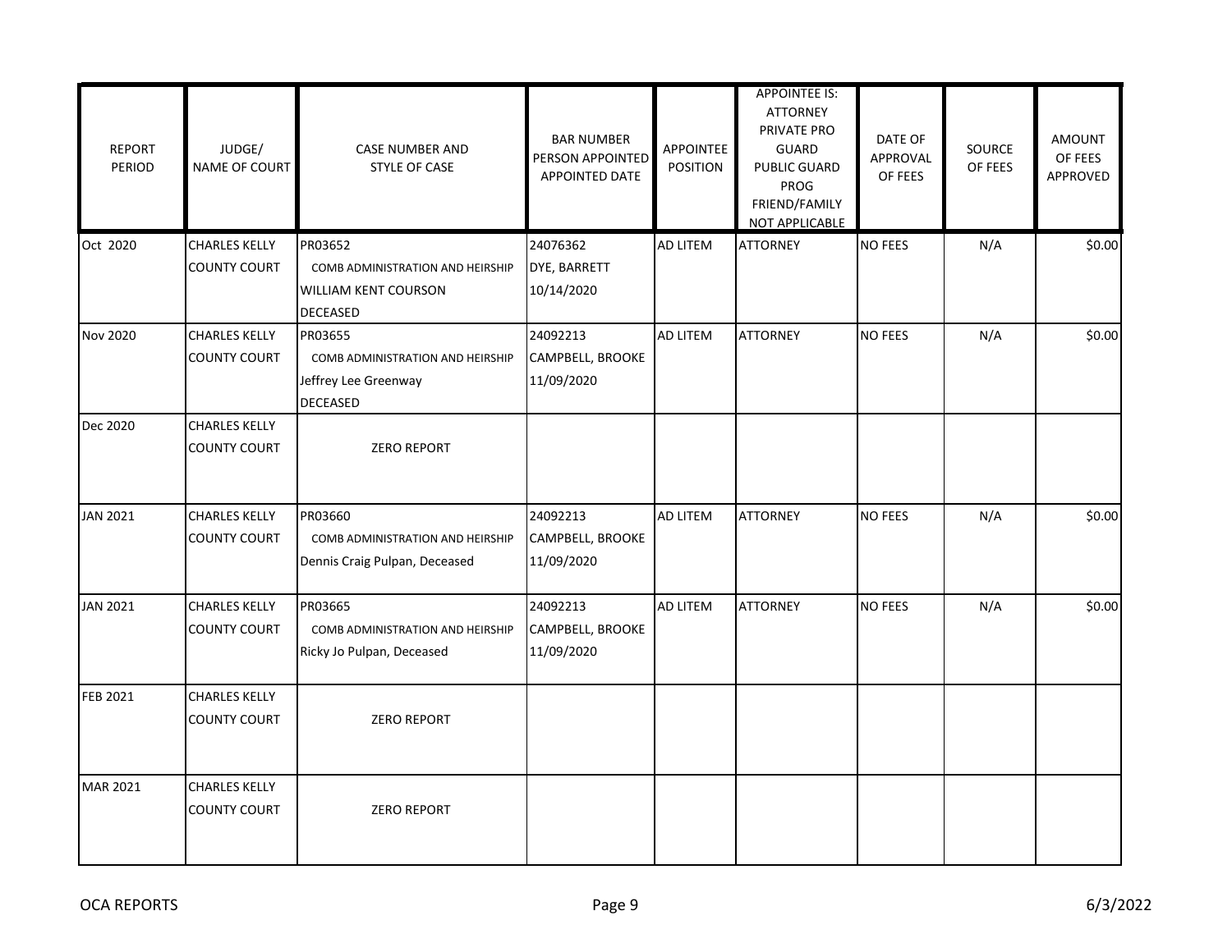| REPORT PERIOD | JUDGE/ NAME OF COURT | CASE NUMBER AND STYLE OF CASE | BAR NUMBER PERSON APPOINTED APPOINTED DATE | APPOINTEE POSITION | APPOINTEE IS: ATTORNEY PRIVATE PRO GUARD PUBLIC GUARD PROG FRIEND/FAMILY NOT APPLICABLE | DATE OF APPROVAL OF FEES | SOURCE OF FEES | AMOUNT OF FEES APPROVED |
|---|---|---|---|---|---|---|---|---|
| Oct 2020 | CHARLES KELLY COUNTY COURT | PR03652 COMB ADMINISTRATION AND HEIRSHIP WILLIAM KENT COURSON DECEASED | 24076362 DYE, BARRETT 10/14/2020 | AD LITEM | ATTORNEY | NO FEES | N/A | $0.00 |
| Nov 2020 | CHARLES KELLY COUNTY COURT | PR03655 COMB ADMINISTRATION AND HEIRSHIP Jeffrey Lee Greenway DECEASED | 24092213 CAMPBELL, BROOKE 11/09/2020 | AD LITEM | ATTORNEY | NO FEES | N/A | $0.00 |
| Dec 2020 | CHARLES KELLY COUNTY COURT | ZERO REPORT | | | | | | |
| JAN 2021 | CHARLES KELLY COUNTY COURT | PR03660 COMB ADMINISTRATION AND HEIRSHIP Dennis Craig Pulpan, Deceased | 24092213 CAMPBELL, BROOKE 11/09/2020 | AD LITEM | ATTORNEY | NO FEES | N/A | $0.00 |
| JAN 2021 | CHARLES KELLY COUNTY COURT | PR03665 COMB ADMINISTRATION AND HEIRSHIP Ricky Jo Pulpan, Deceased | 24092213 CAMPBELL, BROOKE 11/09/2020 | AD LITEM | ATTORNEY | NO FEES | N/A | $0.00 |
| FEB 2021 | CHARLES KELLY COUNTY COURT | ZERO REPORT | | | | | | |
| MAR 2021 | CHARLES KELLY COUNTY COURT | ZERO REPORT | | | | | | |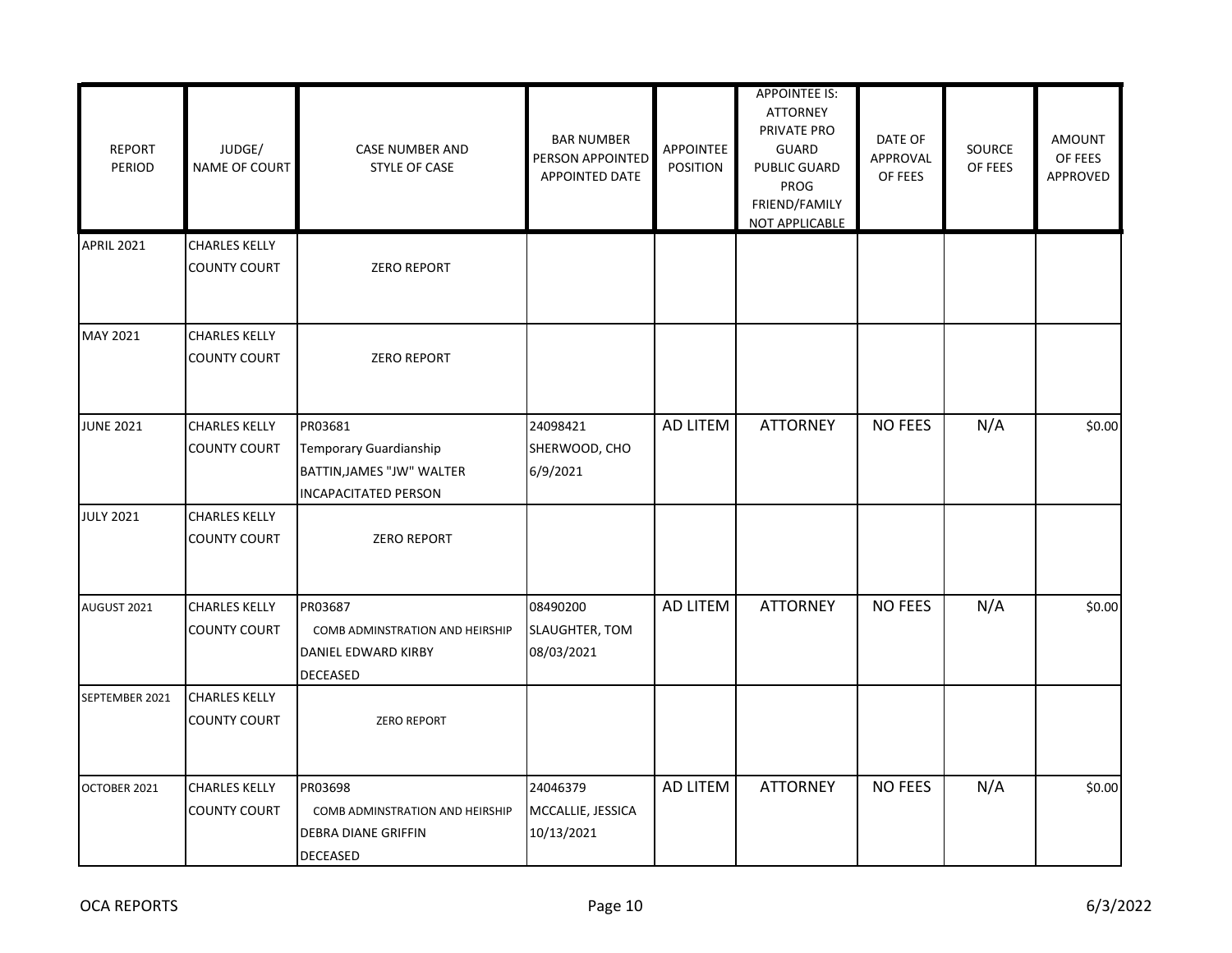| REPORT PERIOD | JUDGE/ NAME OF COURT | CASE NUMBER AND STYLE OF CASE | BAR NUMBER PERSON APPOINTED APPOINTED DATE | APPOINTEE POSITION | APPOINTEE IS: ATTORNEY PRIVATE PRO GUARD PUBLIC GUARD PROG FRIEND/FAMILY NOT APPLICABLE | DATE OF APPROVAL OF FEES | SOURCE OF FEES | AMOUNT OF FEES APPROVED |
|---|---|---|---|---|---|---|---|---|
| APRIL 2021 | CHARLES KELLY COUNTY COURT | ZERO REPORT | | | | | | |
| MAY 2021 | CHARLES KELLY COUNTY COURT | ZERO REPORT | | | | | | |
| JUNE 2021 | CHARLES KELLY COUNTY COURT | PR03681 Temporary Guardianship BATTIN,JAMES "JW" WALTER INCAPACITATED PERSON | 24098421 SHERWOOD, CHO 6/9/2021 | AD LITEM | ATTORNEY | NO FEES | N/A | $0.00 |
| JULY 2021 | CHARLES KELLY COUNTY COURT | ZERO REPORT | | | | | | |
| AUGUST 2021 | CHARLES KELLY COUNTY COURT | PR03687 COMB ADMINSTRATION AND HEIRSHIP DANIEL EDWARD KIRBY DECEASED | 08490200 SLAUGHTER, TOM 08/03/2021 | AD LITEM | ATTORNEY | NO FEES | N/A | $0.00 |
| SEPTEMBER 2021 | CHARLES KELLY COUNTY COURT | ZERO REPORT | | | | | | |
| OCTOBER 2021 | CHARLES KELLY COUNTY COURT | PR03698 COMB ADMINSTRATION AND HEIRSHIP DEBRA DIANE GRIFFIN DECEASED | 24046379 MCCALLIE, JESSICA 10/13/2021 | AD LITEM | ATTORNEY | NO FEES | N/A | $0.00 |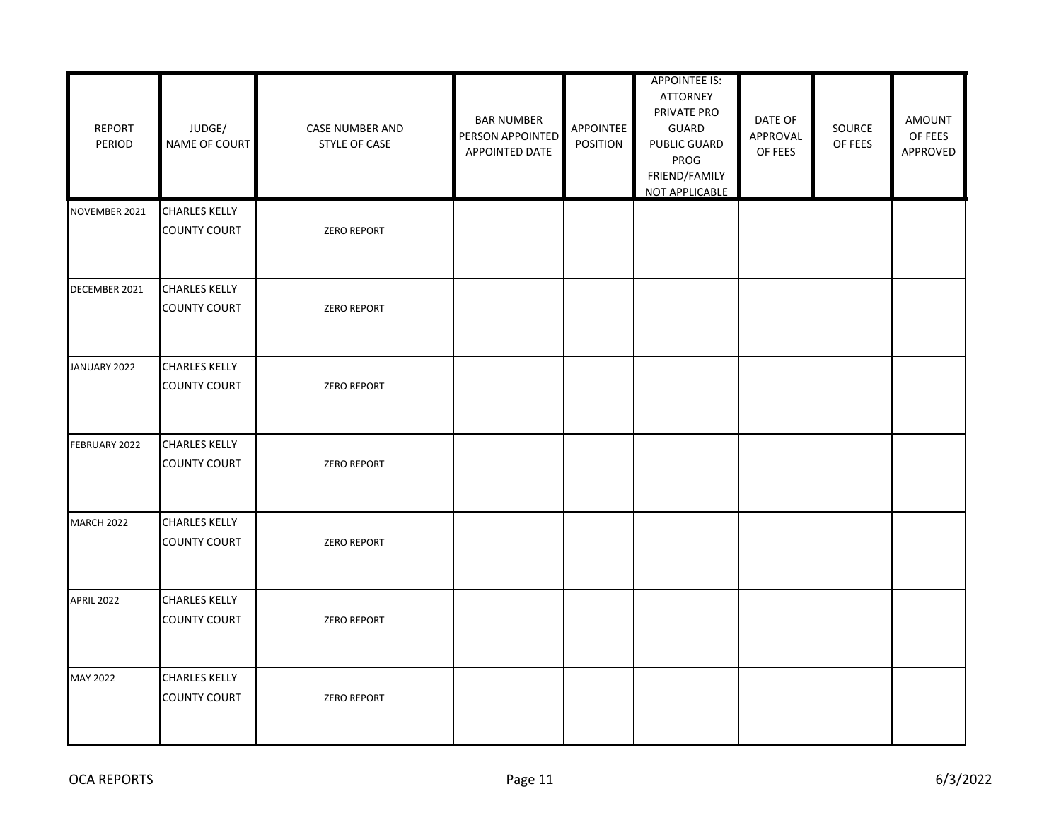| REPORT PERIOD | JUDGE/ NAME OF COURT | CASE NUMBER AND STYLE OF CASE | BAR NUMBER PERSON APPOINTED APPOINTED DATE | APPOINTEE POSITION | APPOINTEE IS: ATTORNEY PRIVATE PRO GUARD PUBLIC GUARD PROG FRIEND/FAMILY NOT APPLICABLE | DATE OF APPROVAL OF FEES | SOURCE OF FEES | AMOUNT OF FEES APPROVED |
|---|---|---|---|---|---|---|---|---|
| NOVEMBER 2021 | CHARLES KELLY COUNTY COURT | ZERO REPORT | | | | | | |
| DECEMBER 2021 | CHARLES KELLY COUNTY COURT | ZERO REPORT | | | | | | |
| JANUARY 2022 | CHARLES KELLY COUNTY COURT | ZERO REPORT | | | | | | |
| FEBRUARY 2022 | CHARLES KELLY COUNTY COURT | ZERO REPORT | | | | | | |
| MARCH 2022 | CHARLES KELLY COUNTY COURT | ZERO REPORT | | | | | | |
| APRIL 2022 | CHARLES KELLY COUNTY COURT | ZERO REPORT | | | | | | |
| MAY 2022 | CHARLES KELLY COUNTY COURT | ZERO REPORT | | | | | | |